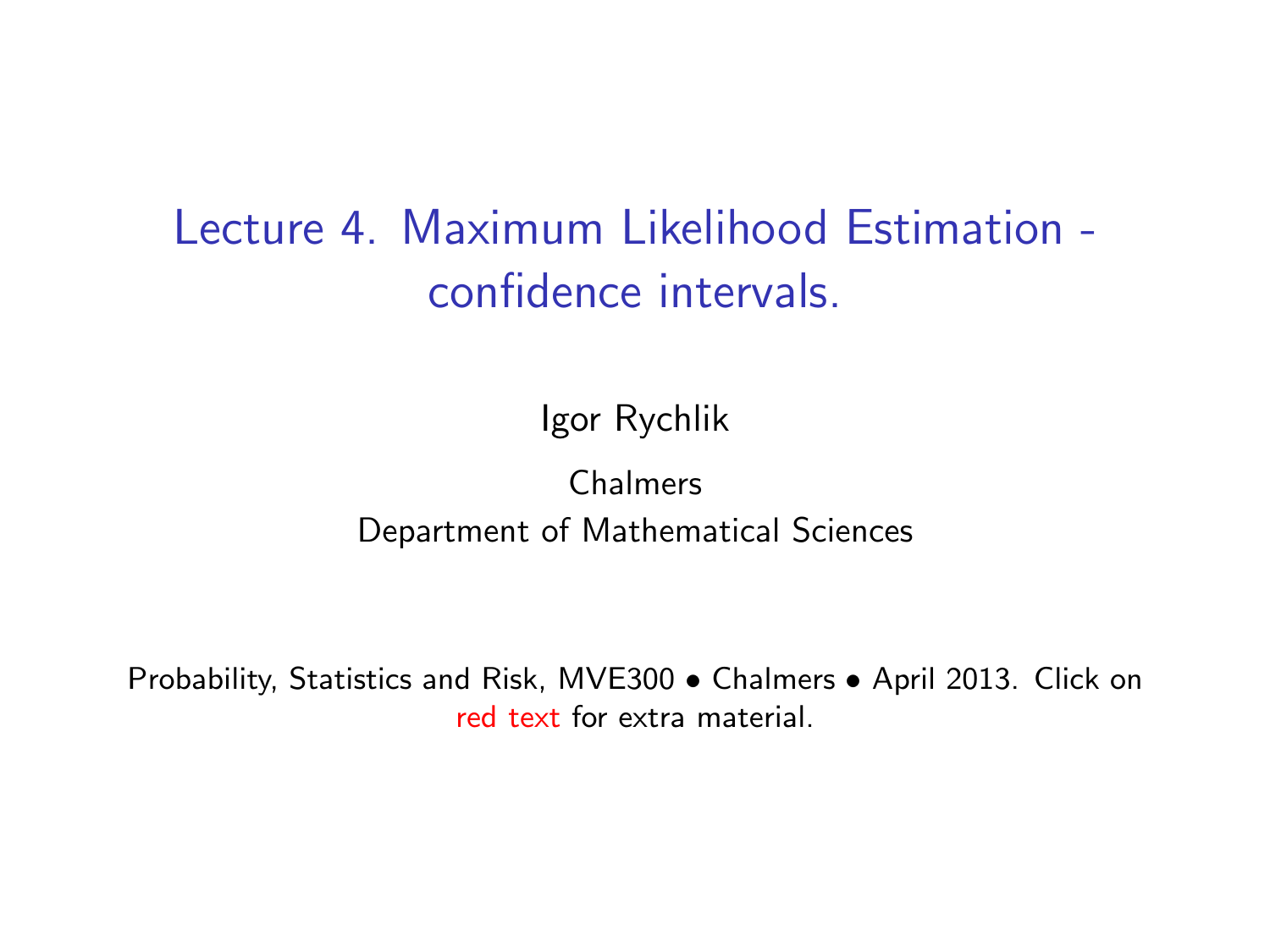# Lecture 4. Maximum Likelihood Estimation - confidence intervals.

Igor Rychlik

Chalmers
Department of Mathematical Sciences

Probability, Statistics and Risk, MVE300 • Chalmers • April 2013. Click on red text for extra material.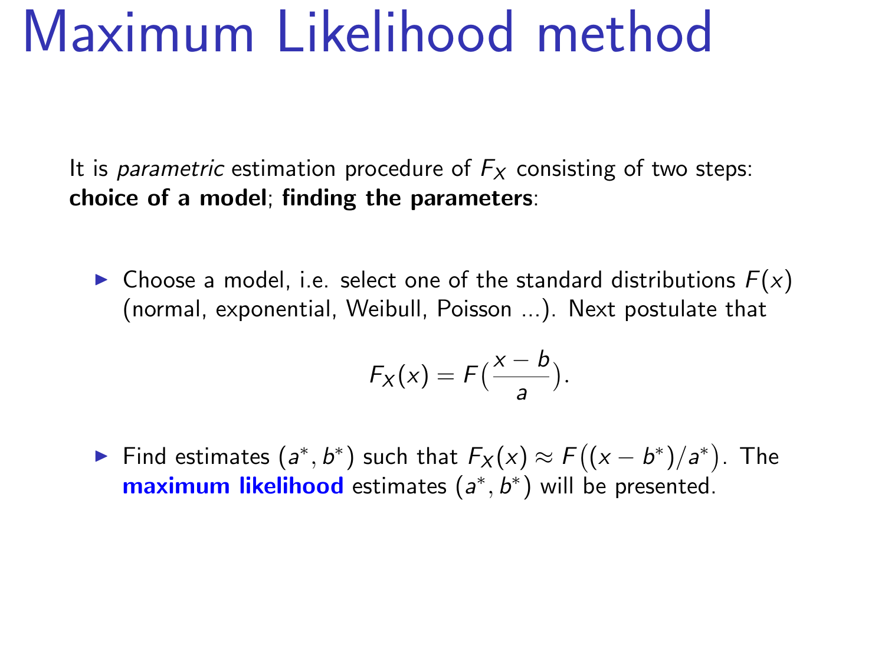# Maximum Likelihood method

It is *parametric* estimation procedure of $F_X$ consisting of two steps: **choice of a model**; **finding the parameters**:

- Choose a model, i.e. select one of the standard distributions $F(x)$ (normal, exponential, Weibull, Poisson ...). Next postulate that

$$F_X(x) = F\big(\frac{x-b}{a}\big).$$

- Find estimates $(a^*, b^*)$ such that $F_X(x) \approx F\big((x-b^*)/a^*\big)$. The **maximum likelihood** estimates $(a^*, b^*)$ will be presented.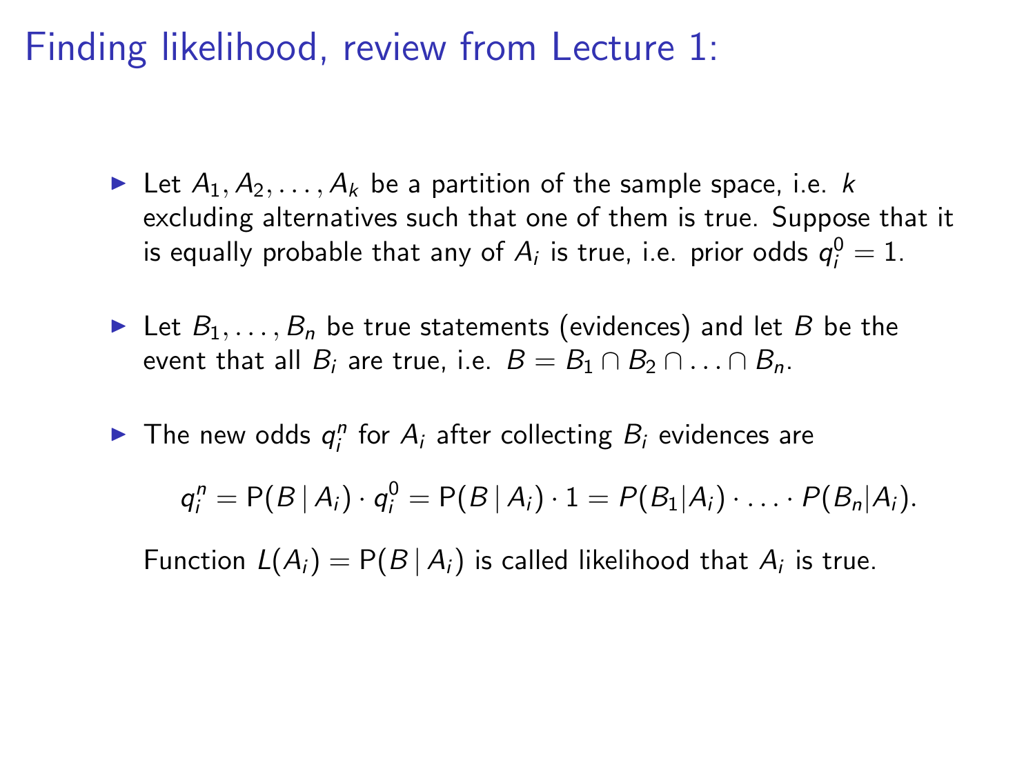# Finding likelihood, review from Lecture 1:

- Let $A_1, A_2, \ldots, A_k$ be a partition of the sample space, i.e. $k$ excluding alternatives such that one of them is true. Suppose that it is equally probable that any of $A_i$ is true, i.e. prior odds $q_i^0 = 1$.

- Let $B_1, \ldots, B_n$ be true statements (evidences) and let $B$ be the event that all $B_i$ are true, i.e. $B = B_1 \cap B_2 \cap \ldots \cap B_n$.

- The new odds $q_i^n$ for $A_i$ after collecting $B_i$ evidences are

$$q_i^n = \mathrm{P}(B \mid A_i) \cdot q_i^0 = \mathrm{P}(B \mid A_i) \cdot 1 = P(B_1|A_i) \cdot \ldots \cdot P(B_n|A_i).$$

  Function $L(A_i) = \mathrm{P}(B \mid A_i)$ is called likelihood that $A_i$ is true.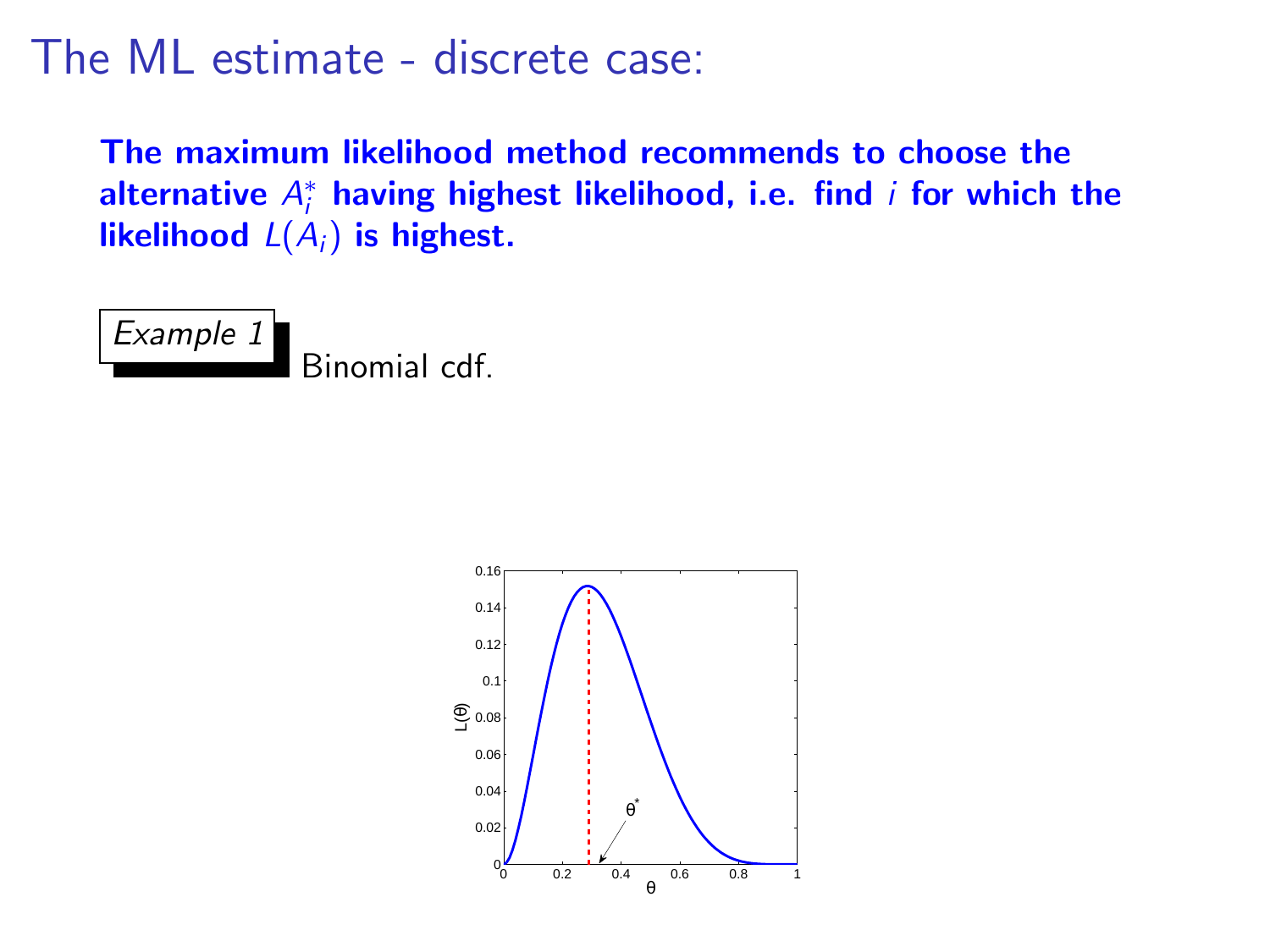# The ML estimate - discrete case:

**The maximum likelihood method recommends to choose the alternative $A_i^*$ having highest likelihood, i.e. find $i$ for which the likelihood $L(A_i)$ is highest.**

*Example 1* Binomial cdf.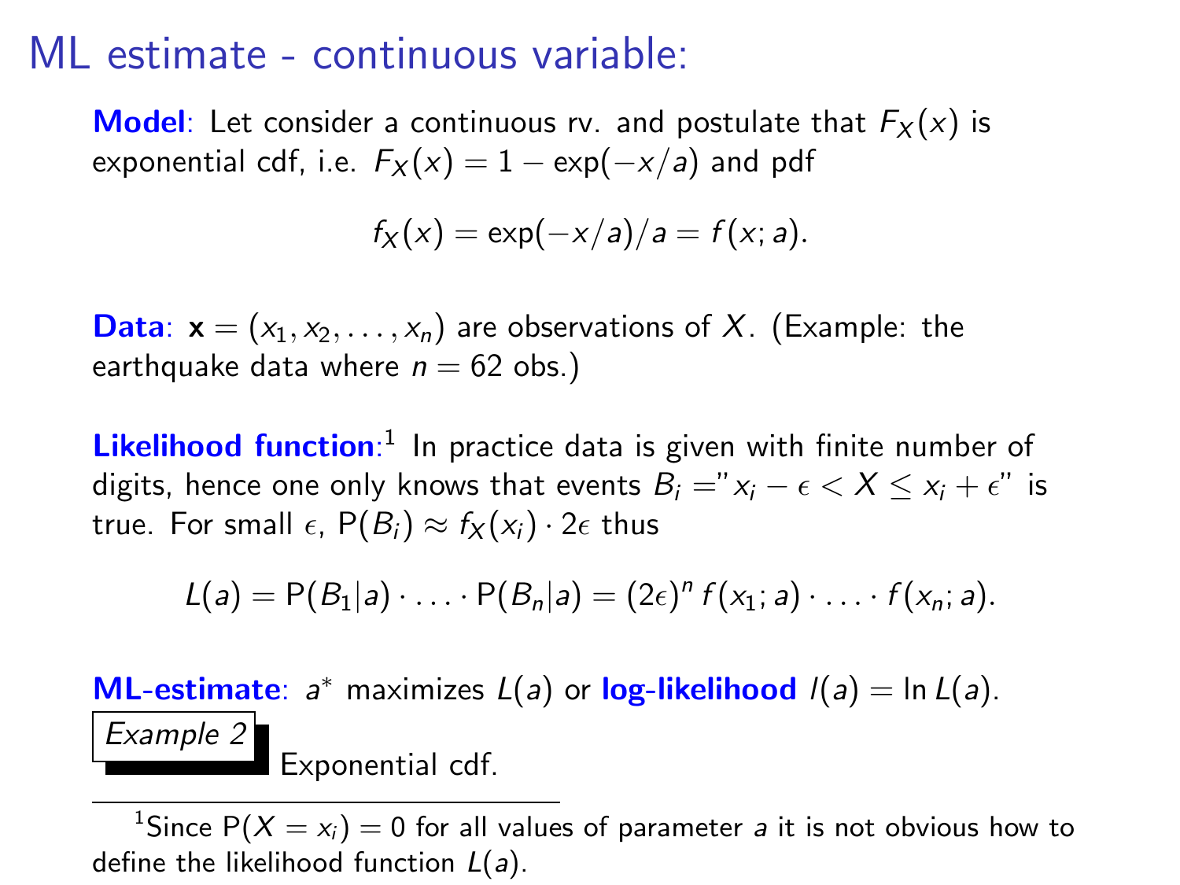# ML estimate - continuous variable:

**Model**: Let consider a continuous rv. and postulate that $F_X(x)$ is exponential cdf, i.e. $F_X(x) = 1 - \exp(-x/a)$ and pdf

$$f_X(x) = \exp(-x/a)/a = f(x; a).$$

**Data**: $\mathbf{x} = (x_1, x_2, \ldots, x_n)$ are observations of $X$. (Example: the earthquake data where $n = 62$ obs.)

**Likelihood function**:[1] In practice data is given with finite number of digits, hence one only knows that events $B_i =$"$x_i - \epsilon < X \leq x_i + \epsilon$" is true. For small $\epsilon$, $\mathrm{P}(B_i) \approx f_X(x_i) \cdot 2\epsilon$ thus

$$L(a) = \mathrm{P}(B_1|a) \cdot \ldots \cdot \mathrm{P}(B_n|a) = (2\epsilon)^n \, f(x_1; a) \cdot \ldots \cdot f(x_n; a).$$

**ML-estimate**: $a^*$ maximizes $L(a)$ or **log-likelihood** $l(a) = \ln L(a)$.

*Example 2* Exponential cdf.

[1] Since $\mathrm{P}(X = x_i) = 0$ for all values of parameter $a$ it is not obvious how to define the likelihood function $L(a)$.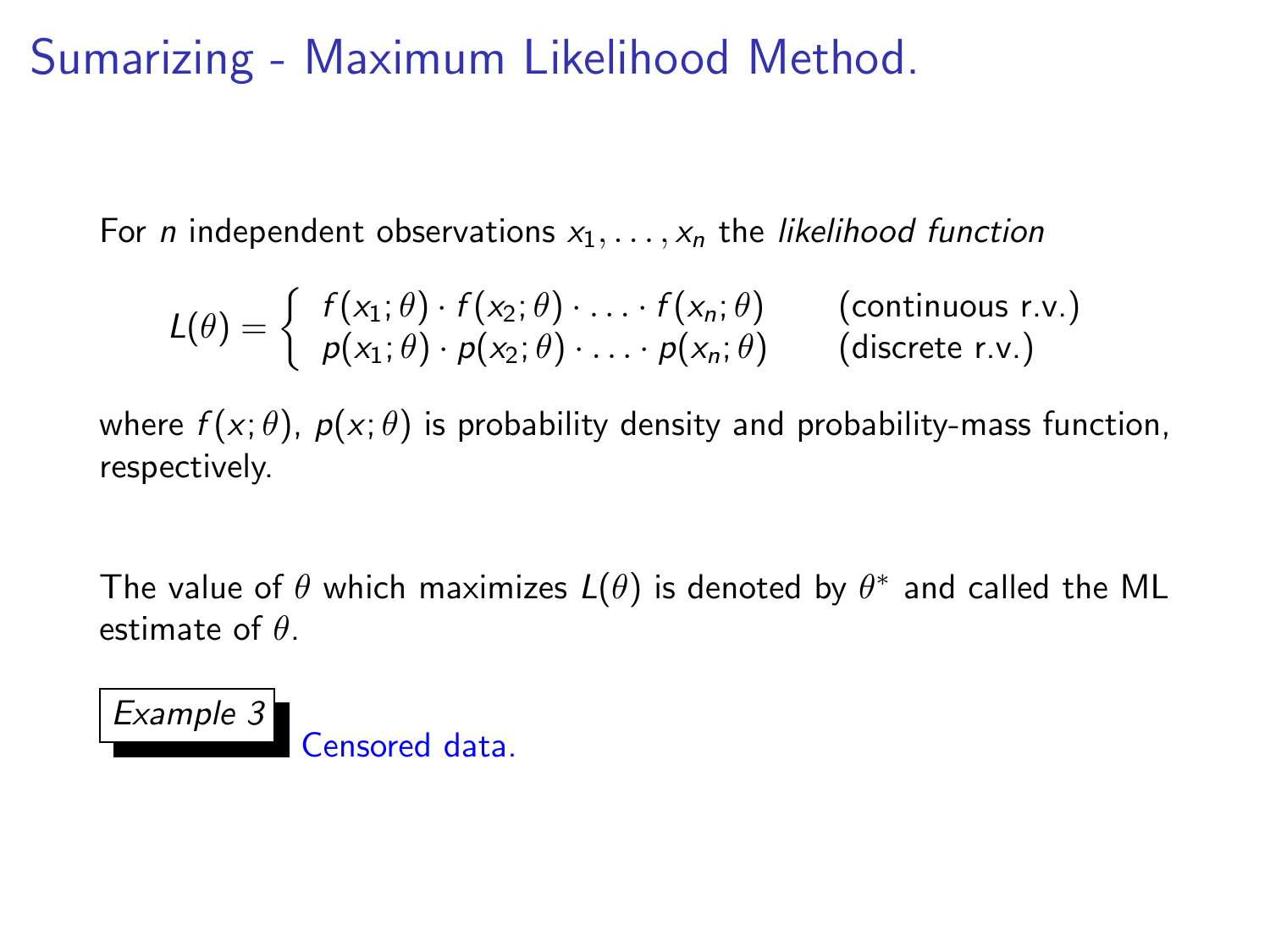# Sumarizing - Maximum Likelihood Method.

For $n$ independent observations $x_1, \ldots, x_n$ the *likelihood function*

$$L(\theta) = \begin{cases} f(x_1;\theta) \cdot f(x_2;\theta) \cdot \ldots \cdot f(x_n;\theta) & \text{(continuous r.v.)} \\ p(x_1;\theta) \cdot p(x_2;\theta) \cdot \ldots \cdot p(x_n;\theta) & \text{(discrete r.v.)} \end{cases}$$

where $f(x;\theta)$, $p(x;\theta)$ is probability density and probability-mass function, respectively.

The value of $\theta$ which maximizes $L(\theta)$ is denoted by $\theta^*$ and called the ML estimate of $\theta$.

*Example 3* Censored data.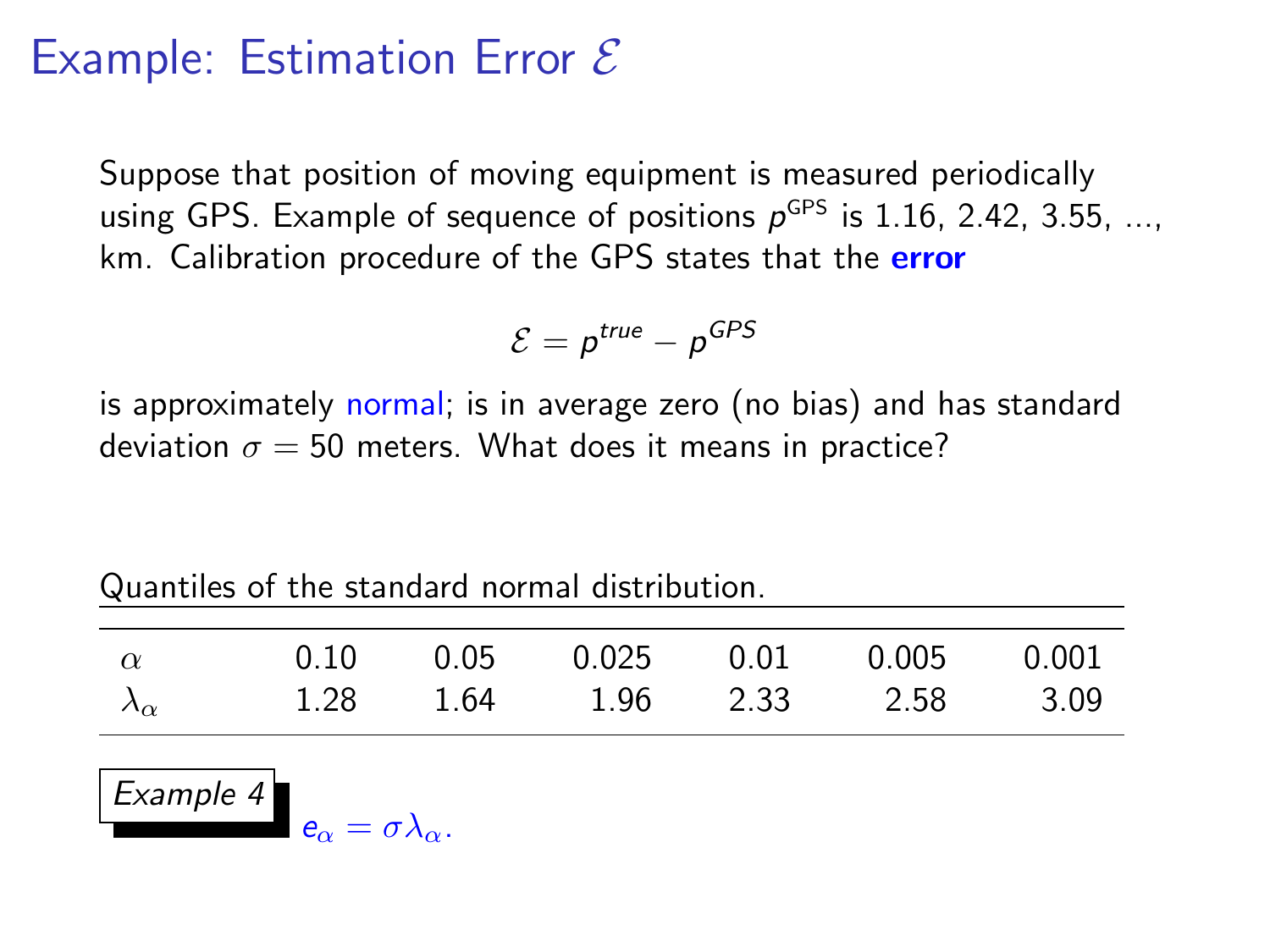# Example: Estimation Error $\mathcal{E}$

Suppose that position of moving equipment is measured periodically using GPS. Example of sequence of positions $p^{\text{GPS}}$ is 1.16, 2.42, 3.55, ..., km. Calibration procedure of the GPS states that the **error**

$$\mathcal{E} = p^{true} - p^{GPS}$$

is approximately normal; is in average zero (no bias) and has standard deviation $\sigma = 50$ meters. What does it means in practice?

Quantiles of the standard normal distribution.

| $\alpha$ | 0.10 | 0.05 | 0.025 | 0.01 | 0.005 | 0.001 |
|---|---|---|---|---|---|---|
| $\lambda_\alpha$ | 1.28 | 1.64 | 1.96 | 2.33 | 2.58 | 3.09 |

*Example 4*

$e_\alpha = \sigma \lambda_\alpha$.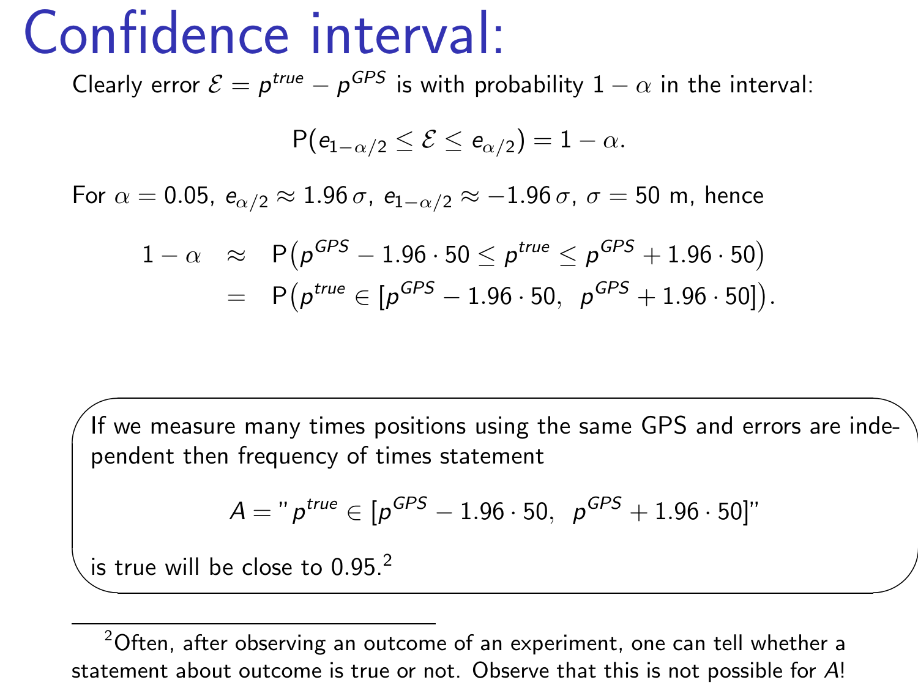# Confidence interval:

Clearly error $\mathcal{E} = p^{true} - p^{GPS}$ is with probability $1-\alpha$ in the interval:

$$\mathrm{P}(e_{1-\alpha/2} \leq \mathcal{E} \leq e_{\alpha/2}) = 1 - \alpha.$$

For $\alpha = 0.05$, $e_{\alpha/2} \approx 1.96\,\sigma$, $e_{1-\alpha/2} \approx -1.96\,\sigma$, $\sigma = 50$ m, hence

$$\begin{aligned} 1-\alpha &\approx \mathrm{P}\big(p^{GPS} - 1.96 \cdot 50 \leq p^{true} \leq p^{GPS} + 1.96 \cdot 50\big) \\ &= \mathrm{P}\big(p^{true} \in [p^{GPS} - 1.96 \cdot 50,\ \ p^{GPS} + 1.96 \cdot 50]\big). \end{aligned}$$

If we measure many times positions using the same GPS and errors are independent then frequency of times statement

$$A = \text{"}\, p^{true} \in [p^{GPS} - 1.96 \cdot 50,\ \ p^{GPS} + 1.96 \cdot 50]\text{"}$$

is true will be close to 0.95.[2]

---

[2] Often, after observing an outcome of an experiment, one can tell whether a statement about outcome is true or not. Observe that this is not possible for $A$!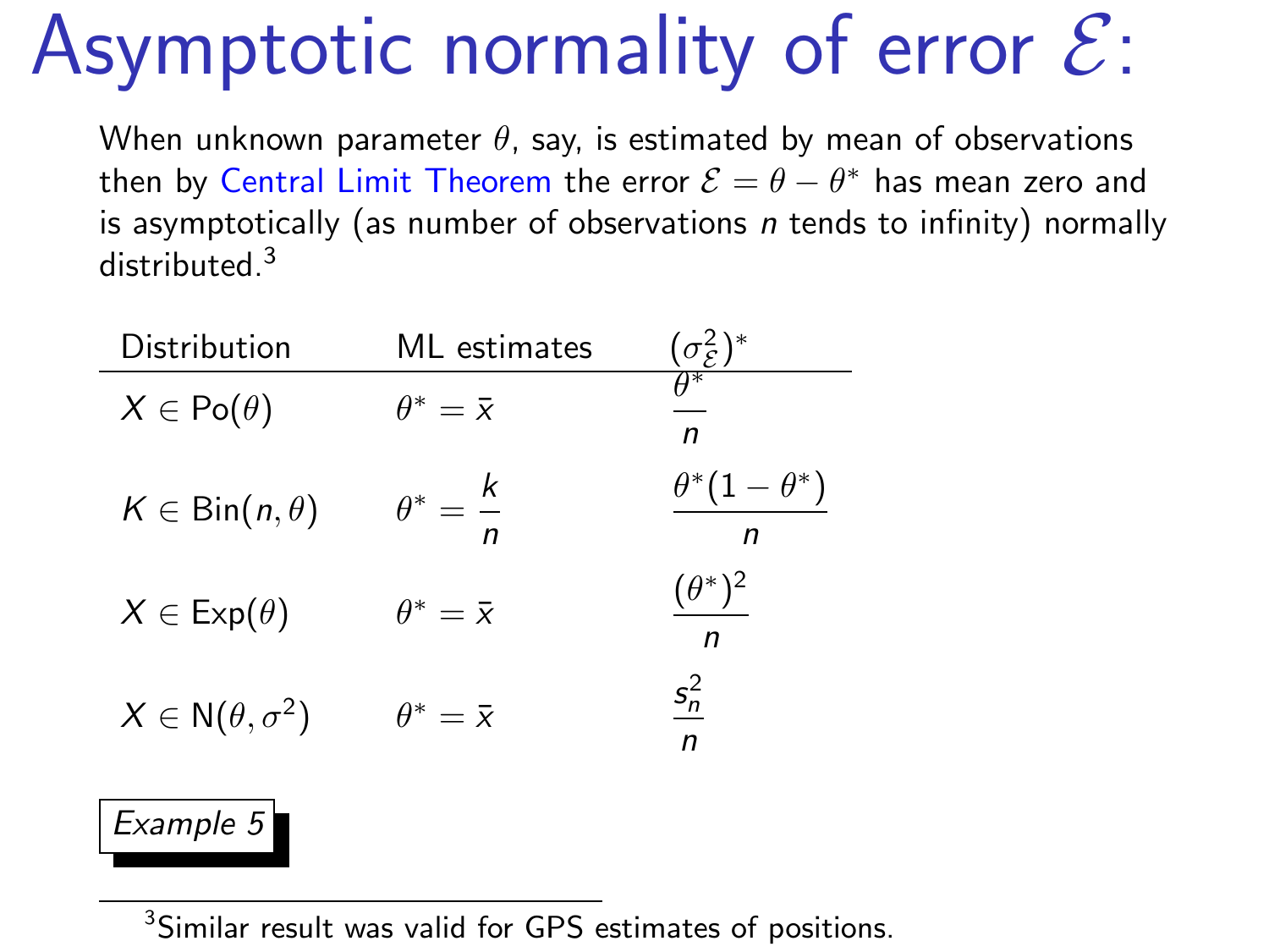# Asymptotic normality of error $\mathcal{E}$:

When unknown parameter $\theta$, say, is estimated by mean of observations then by Central Limit Theorem the error $\mathcal{E} = \theta - \theta^*$ has mean zero and is asymptotically (as number of observations $n$ tends to infinity) normally distributed.[3]

| Distribution | ML estimates | $(\sigma^2_{\mathcal{E}})^*$ |
|---|---|---|
| $X \in \mathrm{Po}(\theta)$ | $\theta^* = \bar{x}$ | $\dfrac{\theta^*}{n}$ |
| $K \in \mathrm{Bin}(n, \theta)$ | $\theta^* = \dfrac{k}{n}$ | $\dfrac{\theta^*(1-\theta^*)}{n}$ |
| $X \in \mathrm{Exp}(\theta)$ | $\theta^* = \bar{x}$ | $\dfrac{(\theta^*)^2}{n}$ |
| $X \in \mathrm{N}(\theta, \sigma^2)$ | $\theta^* = \bar{x}$ | $\dfrac{s_n^2}{n}$ |

*Example 5*

[3] Similar result was valid for GPS estimates of positions.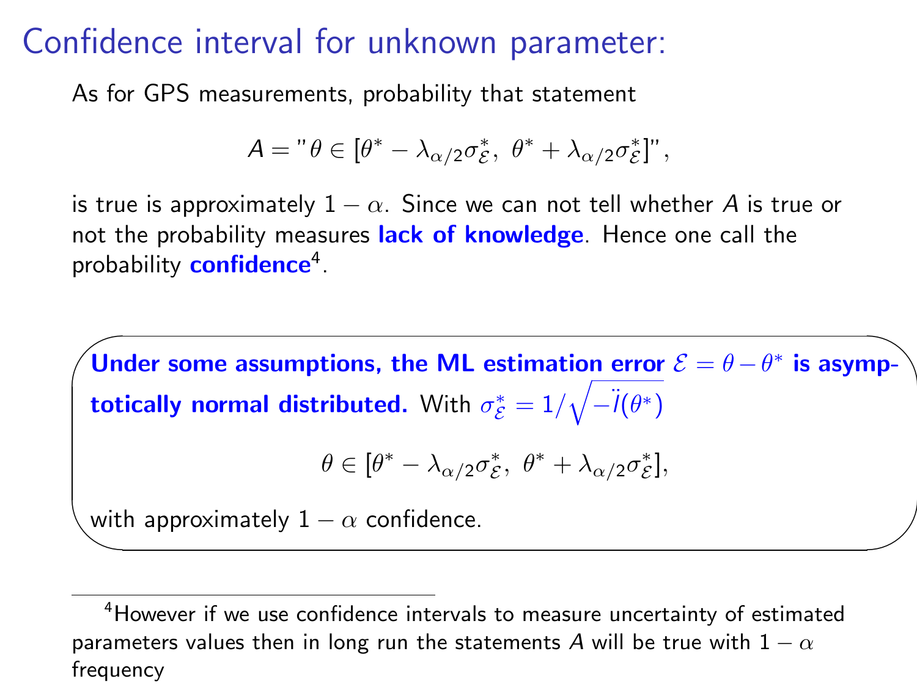# Confidence interval for unknown parameter:

As for GPS measurements, probability that statement

$$A = "\,\theta \in [\theta^* - \lambda_{\alpha/2}\sigma^*_{\mathcal{E}},\ \theta^* + \lambda_{\alpha/2}\sigma^*_{\mathcal{E}}]",$$

is true is approximately $1-\alpha$. Since we can not tell whether $A$ is true or not the probability measures **lack of knowledge**. Hence one call the probability **confidence**[4].

**Under some assumptions, the ML estimation error $\mathcal{E} = \theta - \theta^*$ is asymptotically normal distributed.** With $\sigma^*_{\mathcal{E}} = 1/\sqrt{-\ddot{l}(\theta^*)}$

$$\theta \in [\theta^* - \lambda_{\alpha/2}\sigma^*_{\mathcal{E}},\ \theta^* + \lambda_{\alpha/2}\sigma^*_{\mathcal{E}}],$$

with approximately $1-\alpha$ confidence.

---

[4] However if we use confidence intervals to measure uncertainty of estimated parameters values then in long run the statements $A$ will be true with $1-\alpha$ frequency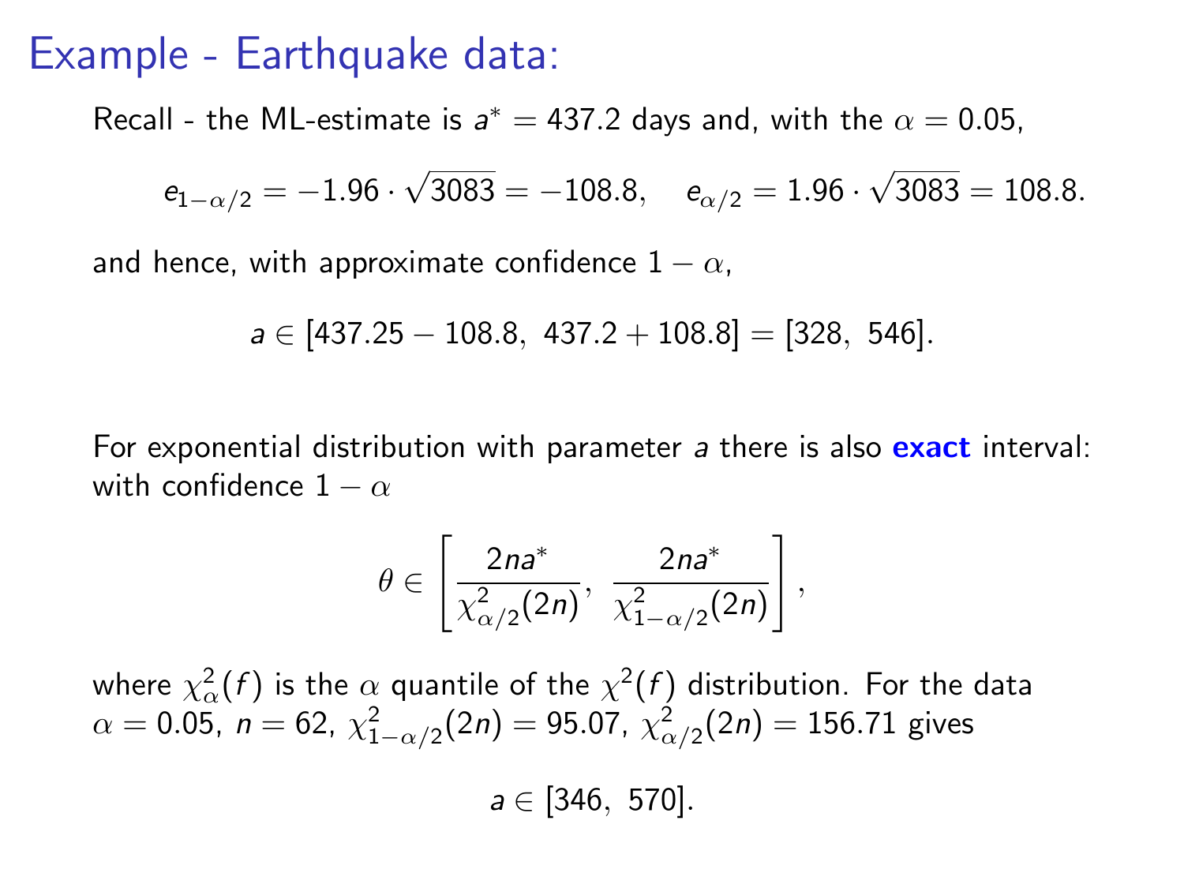# Example - Earthquake data:

Recall - the ML-estimate is $a^* = 437.2$ days and, with the $\alpha = 0.05$,

$$e_{1-\alpha/2} = -1.96 \cdot \sqrt{3083} = -108.8, \quad e_{\alpha/2} = 1.96 \cdot \sqrt{3083} = 108.8.$$

and hence, with approximate confidence $1 - \alpha$,

$$a \in [437.25 - 108.8,\ 437.2 + 108.8] = [328,\ 546].$$

For exponential distribution with parameter $a$ there is also **exact** interval: with confidence $1 - \alpha$

$$\theta \in \left[ \frac{2na^*}{\chi^2_{\alpha/2}(2n)},\ \frac{2na^*}{\chi^2_{1-\alpha/2}(2n)} \right],$$

where $\chi^2_\alpha(f)$ is the $\alpha$ quantile of the $\chi^2(f)$ distribution. For the data $\alpha = 0.05$, $n = 62$, $\chi^2_{1-\alpha/2}(2n) = 95.07$, $\chi^2_{\alpha/2}(2n) = 156.71$ gives

$$a \in [346,\ 570].$$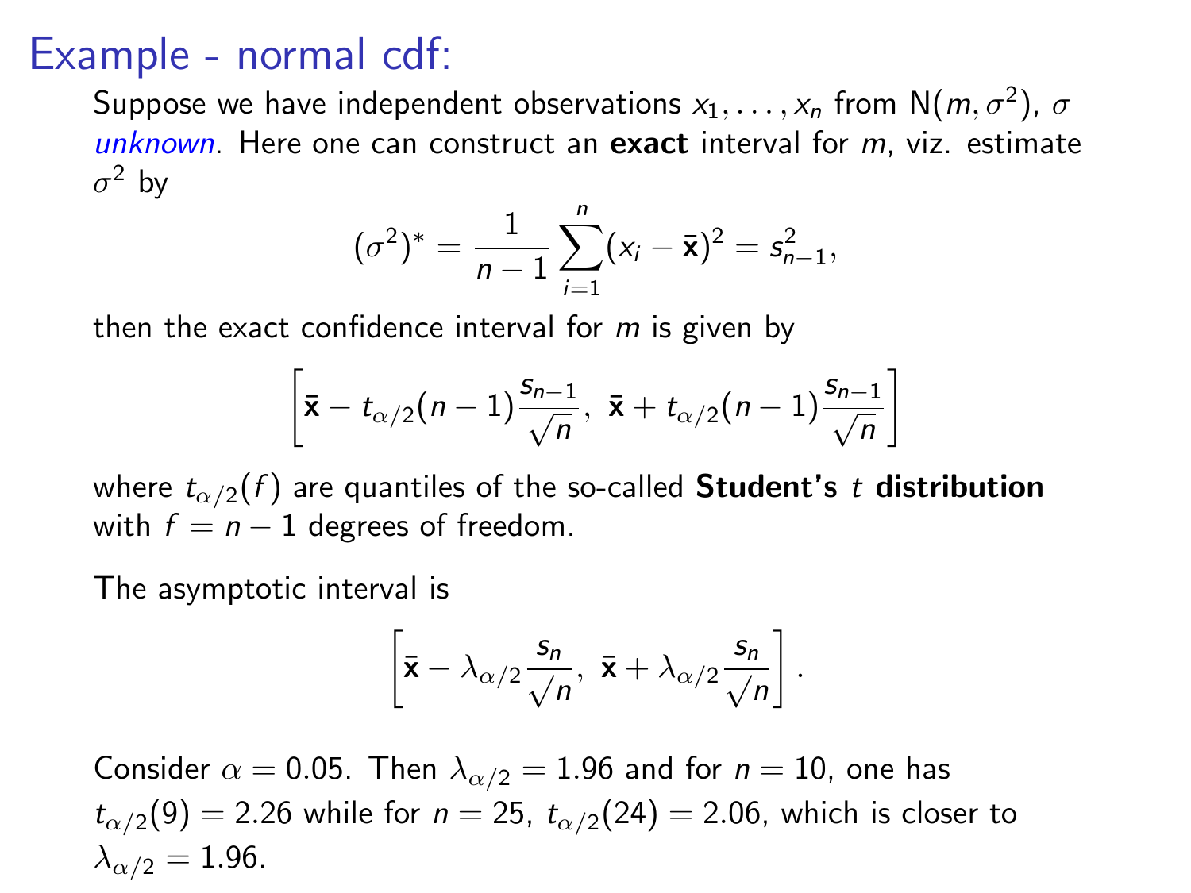# Example - normal cdf:

Suppose we have independent observations $x_1, \ldots, x_n$ from $\mathrm{N}(m, \sigma^2)$, $\sigma$ *unknown*. Here one can construct an **exact** interval for $m$, viz. estimate $\sigma^2$ by

$$(\sigma^2)^* = \frac{1}{n-1} \sum_{i=1}^{n} (x_i - \bar{\mathbf{x}})^2 = s_{n-1}^2,$$

then the exact confidence interval for $m$ is given by

$$\left[ \bar{\mathbf{x}} - t_{\alpha/2}(n-1) \frac{s_{n-1}}{\sqrt{n}},\ \bar{\mathbf{x}} + t_{\alpha/2}(n-1) \frac{s_{n-1}}{\sqrt{n}} \right]$$

where $t_{\alpha/2}(f)$ are quantiles of the so-called **Student's $t$ distribution** with $f = n - 1$ degrees of freedom.

The asymptotic interval is

$$\left[ \bar{\mathbf{x}} - \lambda_{\alpha/2} \frac{s_n}{\sqrt{n}},\ \bar{\mathbf{x}} + \lambda_{\alpha/2} \frac{s_n}{\sqrt{n}} \right].$$

Consider $\alpha = 0.05$. Then $\lambda_{\alpha/2} = 1.96$ and for $n = 10$, one has $t_{\alpha/2}(9) = 2.26$ while for $n = 25$, $t_{\alpha/2}(24) = 2.06$, which is closer to $\lambda_{\alpha/2} = 1.96$.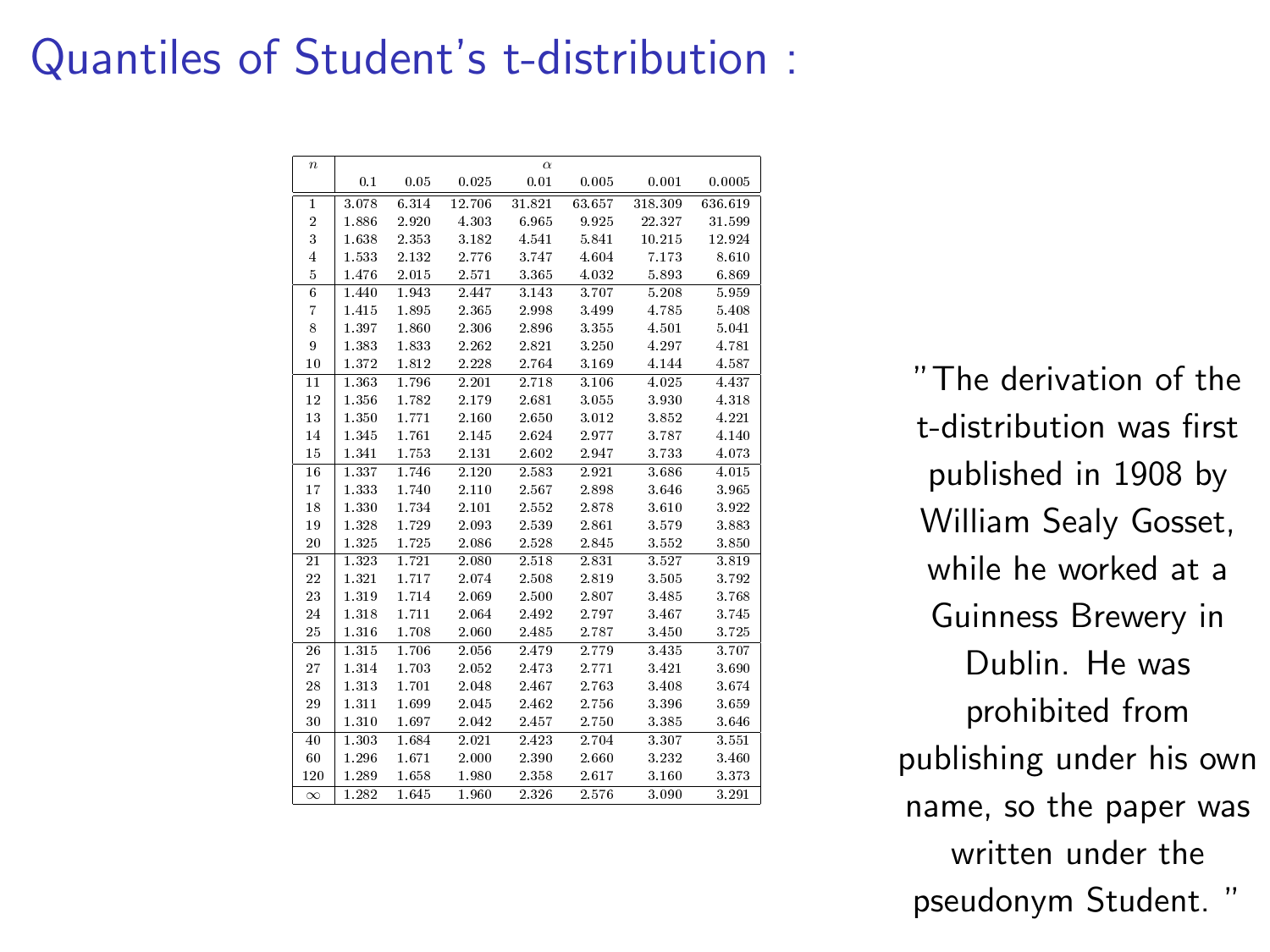# Quantiles of Student's t-distribution :

| $n$ | $\alpha$ | | | | | | |
|---|---|---|---|---|---|---|---|
| | 0.1 | 0.05 | 0.025 | 0.01 | 0.005 | 0.001 | 0.0005 |
| 1 | 3.078 | 6.314 | 12.706 | 31.821 | 63.657 | 318.309 | 636.619 |
| 2 | 1.886 | 2.920 | 4.303 | 6.965 | 9.925 | 22.327 | 31.599 |
| 3 | 1.638 | 2.353 | 3.182 | 4.541 | 5.841 | 10.215 | 12.924 |
| 4 | 1.533 | 2.132 | 2.776 | 3.747 | 4.604 | 7.173 | 8.610 |
| 5 | 1.476 | 2.015 | 2.571 | 3.365 | 4.032 | 5.893 | 6.869 |
| 6 | 1.440 | 1.943 | 2.447 | 3.143 | 3.707 | 5.208 | 5.959 |
| 7 | 1.415 | 1.895 | 2.365 | 2.998 | 3.499 | 4.785 | 5.408 |
| 8 | 1.397 | 1.860 | 2.306 | 2.896 | 3.355 | 4.501 | 5.041 |
| 9 | 1.383 | 1.833 | 2.262 | 2.821 | 3.250 | 4.297 | 4.781 |
| 10 | 1.372 | 1.812 | 2.228 | 2.764 | 3.169 | 4.144 | 4.587 |
| 11 | 1.363 | 1.796 | 2.201 | 2.718 | 3.106 | 4.025 | 4.437 |
| 12 | 1.356 | 1.782 | 2.179 | 2.681 | 3.055 | 3.930 | 4.318 |
| 13 | 1.350 | 1.771 | 2.160 | 2.650 | 3.012 | 3.852 | 4.221 |
| 14 | 1.345 | 1.761 | 2.145 | 2.624 | 2.977 | 3.787 | 4.140 |
| 15 | 1.341 | 1.753 | 2.131 | 2.602 | 2.947 | 3.733 | 4.073 |
| 16 | 1.337 | 1.746 | 2.120 | 2.583 | 2.921 | 3.686 | 4.015 |
| 17 | 1.333 | 1.740 | 2.110 | 2.567 | 2.898 | 3.646 | 3.965 |
| 18 | 1.330 | 1.734 | 2.101 | 2.552 | 2.878 | 3.610 | 3.922 |
| 19 | 1.328 | 1.729 | 2.093 | 2.539 | 2.861 | 3.579 | 3.883 |
| 20 | 1.325 | 1.725 | 2.086 | 2.528 | 2.845 | 3.552 | 3.850 |
| 21 | 1.323 | 1.721 | 2.080 | 2.518 | 2.831 | 3.527 | 3.819 |
| 22 | 1.321 | 1.717 | 2.074 | 2.508 | 2.819 | 3.505 | 3.792 |
| 23 | 1.319 | 1.714 | 2.069 | 2.500 | 2.807 | 3.485 | 3.768 |
| 24 | 1.318 | 1.711 | 2.064 | 2.492 | 2.797 | 3.467 | 3.745 |
| 25 | 1.316 | 1.708 | 2.060 | 2.485 | 2.787 | 3.450 | 3.725 |
| 26 | 1.315 | 1.706 | 2.056 | 2.479 | 2.779 | 3.435 | 3.707 |
| 27 | 1.314 | 1.703 | 2.052 | 2.473 | 2.771 | 3.421 | 3.690 |
| 28 | 1.313 | 1.701 | 2.048 | 2.467 | 2.763 | 3.408 | 3.674 |
| 29 | 1.311 | 1.699 | 2.045 | 2.462 | 2.756 | 3.396 | 3.659 |
| 30 | 1.310 | 1.697 | 2.042 | 2.457 | 2.750 | 3.385 | 3.646 |
| 40 | 1.303 | 1.684 | 2.021 | 2.423 | 2.704 | 3.307 | 3.551 |
| 60 | 1.296 | 1.671 | 2.000 | 2.390 | 2.660 | 3.232 | 3.460 |
| 120 | 1.289 | 1.658 | 1.980 | 2.358 | 2.617 | 3.160 | 3.373 |
| $\infty$ | 1.282 | 1.645 | 1.960 | 2.326 | 2.576 | 3.090 | 3.291 |

"The derivation of the t-distribution was first published in 1908 by William Sealy Gosset, while he worked at a Guinness Brewery in Dublin. He was prohibited from publishing under his own name, so the paper was written under the pseudonym Student. "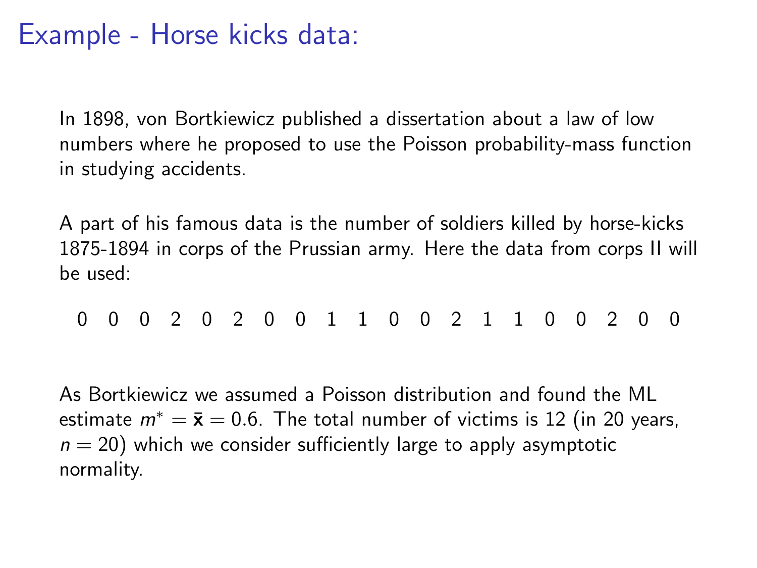# Example - Horse kicks data:

In 1898, von Bortkiewicz published a dissertation about a law of low numbers where he proposed to use the Poisson probability-mass function in studying accidents.

A part of his famous data is the number of soldiers killed by horse-kicks 1875-1894 in corps of the Prussian army. Here the data from corps II will be used:

0 0 0 2 0 2 0 0 1 1 0 0 2 1 1 0 0 2 0 0

As Bortkiewicz we assumed a Poisson distribution and found the ML estimate $m^* = \bar{\mathbf{x}} = 0.6$. The total number of victims is 12 (in 20 years, $n = 20$) which we consider sufficiently large to apply asymptotic normality.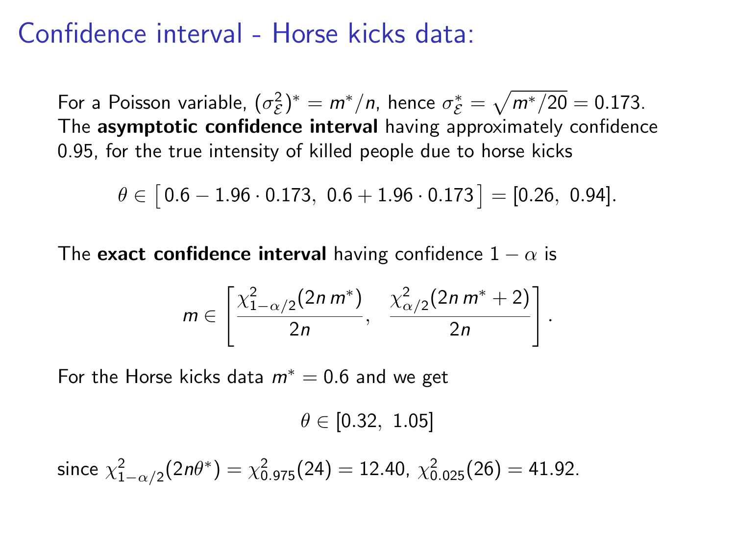# Confidence interval - Horse kicks data:

For a Poisson variable, $(\sigma_{\mathcal{E}}^2)^* = m^*/n$, hence $\sigma_{\mathcal{E}}^* = \sqrt{m^*/20} = 0.173$. The **asymptotic confidence interval** having approximately confidence 0.95, for the true intensity of killed people due to horse kicks

$$\theta \in \big[\, 0.6 - 1.96 \cdot 0.173,\ 0.6 + 1.96 \cdot 0.173 \,\big] = [0.26,\ 0.94].$$

The **exact confidence interval** having confidence $1 - \alpha$ is

$$m \in \left[ \frac{\chi^2_{1-\alpha/2}(2n\, m^*)}{2n}, \quad \frac{\chi^2_{\alpha/2}(2n\, m^* + 2)}{2n} \right].$$

For the Horse kicks data $m^* = 0.6$ and we get

$$\theta \in [0.32,\ 1.05]$$

since $\chi^2_{1-\alpha/2}(2n\theta^*) = \chi^2_{0.975}(24) = 12.40$, $\chi^2_{0.025}(26) = 41.92$.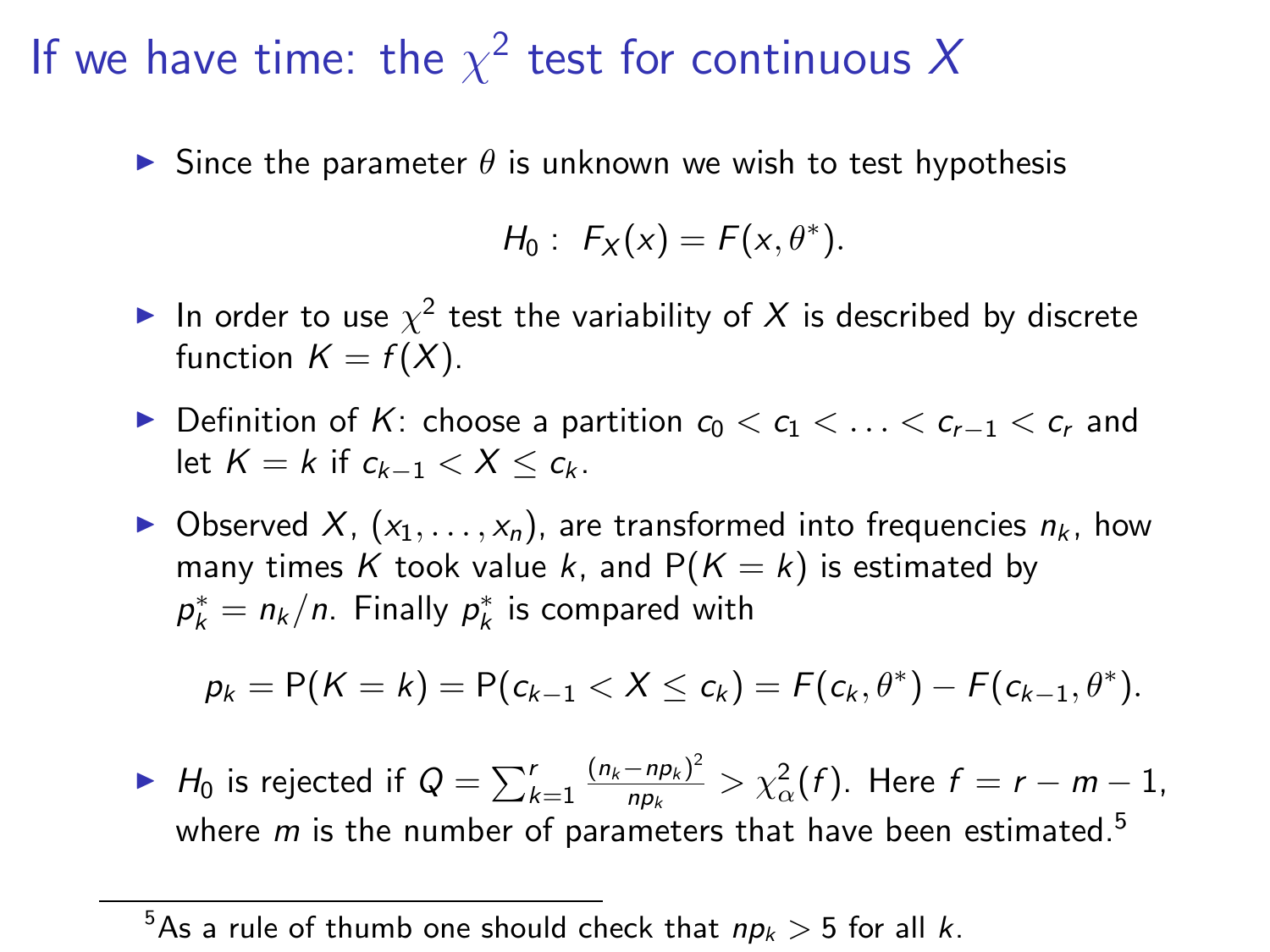# If we have time: the $\chi^2$ test for continuous $X$

- Since the parameter $\theta$ is unknown we wish to test hypothesis

$$H_0: \ F_X(x) = F(x, \theta^*).$$

- In order to use $\chi^2$ test the variability of $X$ is described by discrete function $K = f(X)$.
- Definition of $K$: choose a partition $c_0 < c_1 < \ldots < c_{r-1} < c_r$ and let $K = k$ if $c_{k-1} < X \leq c_k$.
- Observed $X$, $(x_1, \ldots, x_n)$, are transformed into frequencies $n_k$, how many times $K$ took value $k$, and $\mathrm{P}(K = k)$ is estimated by $p_k^* = n_k/n$. Finally $p_k^*$ is compared with

$$p_k = \mathrm{P}(K = k) = \mathrm{P}(c_{k-1} < X \leq c_k) = F(c_k, \theta^*) - F(c_{k-1}, \theta^*).$$

- $H_0$ is rejected if $Q = \sum_{k=1}^{r} \frac{(n_k - np_k)^2}{np_k} > \chi^2_\alpha(f)$. Here $f = r - m - 1$, where $m$ is the number of parameters that have been estimated.[5]

---

[5] As a rule of thumb one should check that $np_k > 5$ for all $k$.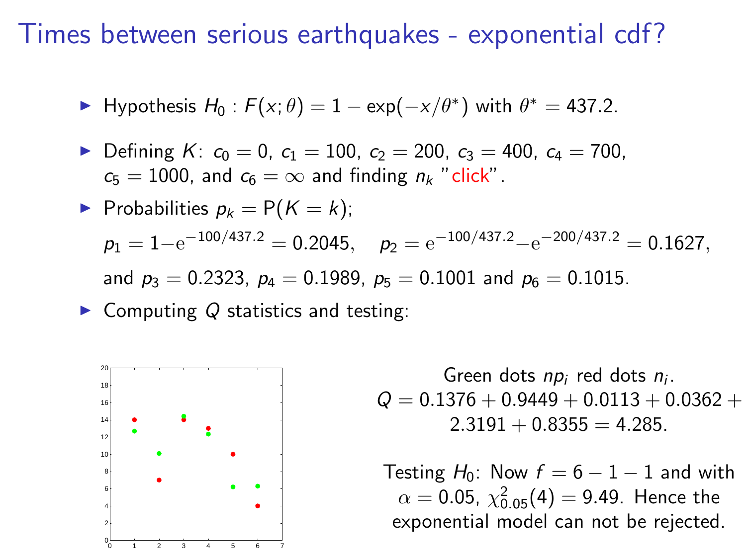# Times between serious earthquakes - exponential cdf?

- Hypothesis $H_0 : F(x;\theta) = 1 - \exp(-x/\theta^*)$ with $\theta^* = 437.2$.
- Defining $K$: $c_0 = 0$, $c_1 = 100$, $c_2 = 200$, $c_3 = 400$, $c_4 = 700$, $c_5 = 1000$, and $c_6 = \infty$ and finding $n_k$ "click".
- Probabilities $p_k = \mathrm{P}(K = k)$;

  $p_1 = 1 - \mathrm{e}^{-100/437.2} = 0.2045$, $\quad p_2 = \mathrm{e}^{-100/437.2} - \mathrm{e}^{-200/437.2} = 0.1627$,

  and $p_3 = 0.2323$, $p_4 = 0.1989$, $p_5 = 0.1001$ and $p_6 = 0.1015$.
- Computing $Q$ statistics and testing:

Green dots $np_i$ red dots $n_i$.

$$Q = 0.1376 + 0.9449 + 0.0113 + 0.0362 + 2.3191 + 0.8355 = 4.285.$$

Testing $H_0$: Now $f = 6 - 1 - 1$ and with $\alpha = 0.05$, $\chi^2_{0.05}(4) = 9.49$. Hence the exponential model can not be rejected.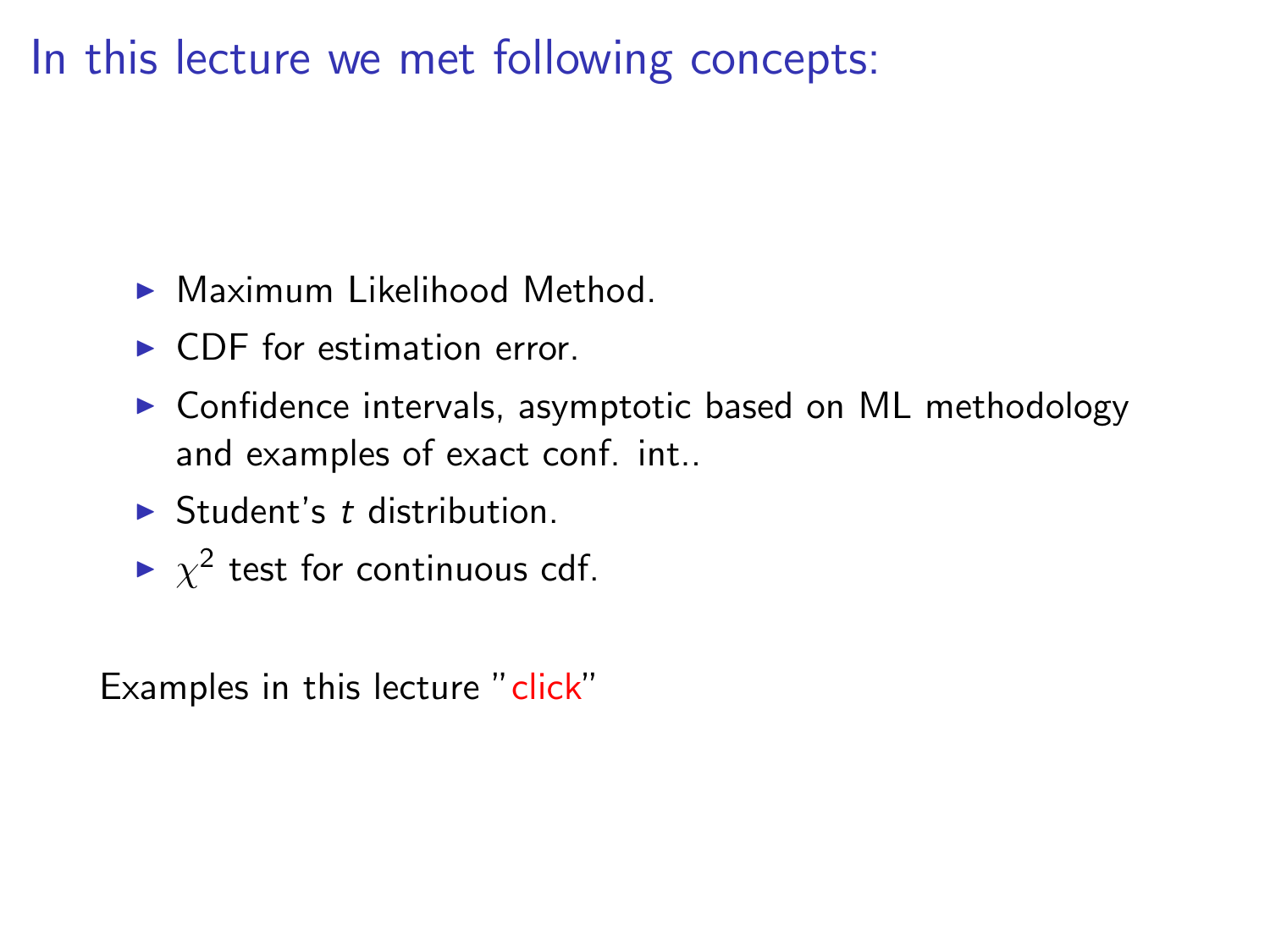# In this lecture we met following concepts:

- Maximum Likelihood Method.
- CDF for estimation error.
- Confidence intervals, asymptotic based on ML methodology and examples of exact conf. int..
- Student's $t$ distribution.
- $\chi^2$ test for continuous cdf.

Examples in this lecture "click"